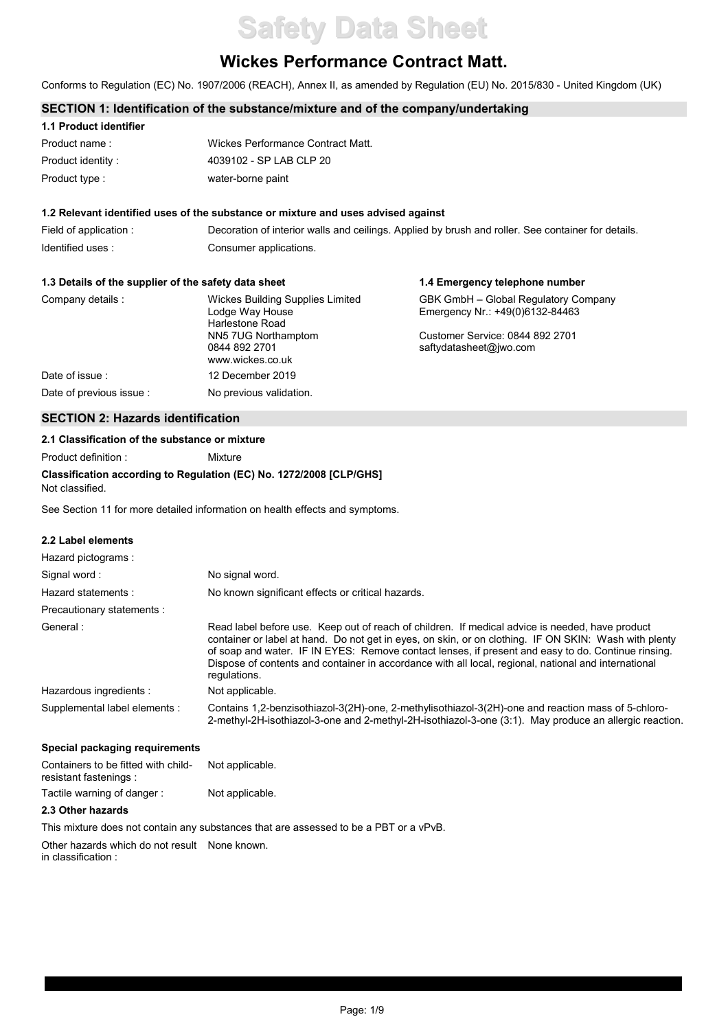# Safety Data Sheet

## Wickes Performance Contract Matt.

Conforms to Regulation (EC) No. 1907/2006 (REACH), Annex II, as amended by Regulation (EU) No. 2015/830 - United Kingdom (UK)

### SECTION 1: Identification of the substance/mixture and of the company/undertaking

**1.1 Product identifier**

| | |
|---|---|
| Product name : | Wickes Performance Contract Matt. |
| Product identity : | 4039102 - SP LAB CLP 20 |
| Product type : | water-borne paint |

**1.2 Relevant identified uses of the substance or mixture and uses advised against**

| | |
|---|---|
| Field of application : | Decoration of interior walls and ceilings. Applied by brush and roller. See container for details. |
| Identified uses : | Consumer applications. |

**1.3 Details of the supplier of the safety data sheet**

| | |
|---|---|
| Company details : | Wickes Building Supplies Limited<br>Lodge Way House<br>Harlestone Road<br>NN5 7UG Northamptom<br>0844 892 2701<br>www.wickes.co.uk |
| Date of issue : | 12 December 2019 |
| Date of previous issue : | No previous validation. |

**1.4 Emergency telephone number**

GBK GmbH – Global Regulatory Company
Emergency Nr.: +49(0)6132-84463

Customer Service: 0844 892 2701
saftydatasheet@jwo.com

### SECTION 2: Hazards identification

**2.1 Classification of the substance or mixture**

Product definition : Mixture

**Classification according to Regulation (EC) No. 1272/2008 [CLP/GHS]**

Not classified.

See Section 11 for more detailed information on health effects and symptoms.

**2.2 Label elements**

| | |
|---|---|
| Hazard pictograms : | |
| Signal word : | No signal word. |
| Hazard statements : | No known significant effects or critical hazards. |
| Precautionary statements : | |
| General : | Read label before use. Keep out of reach of children. If medical advice is needed, have product container or label at hand. Do not get in eyes, on skin, or on clothing. IF ON SKIN: Wash with plenty of soap and water. IF IN EYES: Remove contact lenses, if present and easy to do. Continue rinsing. Dispose of contents and container in accordance with all local, regional, national and international regulations. |
| Hazardous ingredients : | Not applicable. |
| Supplemental label elements : | Contains 1,2-benzisothiazol-3(2H)-one, 2-methylisothiazol-3(2H)-one and reaction mass of 5-chloro-2-methyl-2H-isothiazol-3-one and 2-methyl-2H-isothiazol-3-one (3:1). May produce an allergic reaction. |

**Special packaging requirements**

| | |
|---|---|
| Containers to be fitted with child-resistant fastenings : | Not applicable. |
| Tactile warning of danger : | Not applicable. |

**2.3 Other hazards**

This mixture does not contain any substances that are assessed to be a PBT or a vPvB.

| | |
|---|---|
| Other hazards which do not result in classification : | None known. |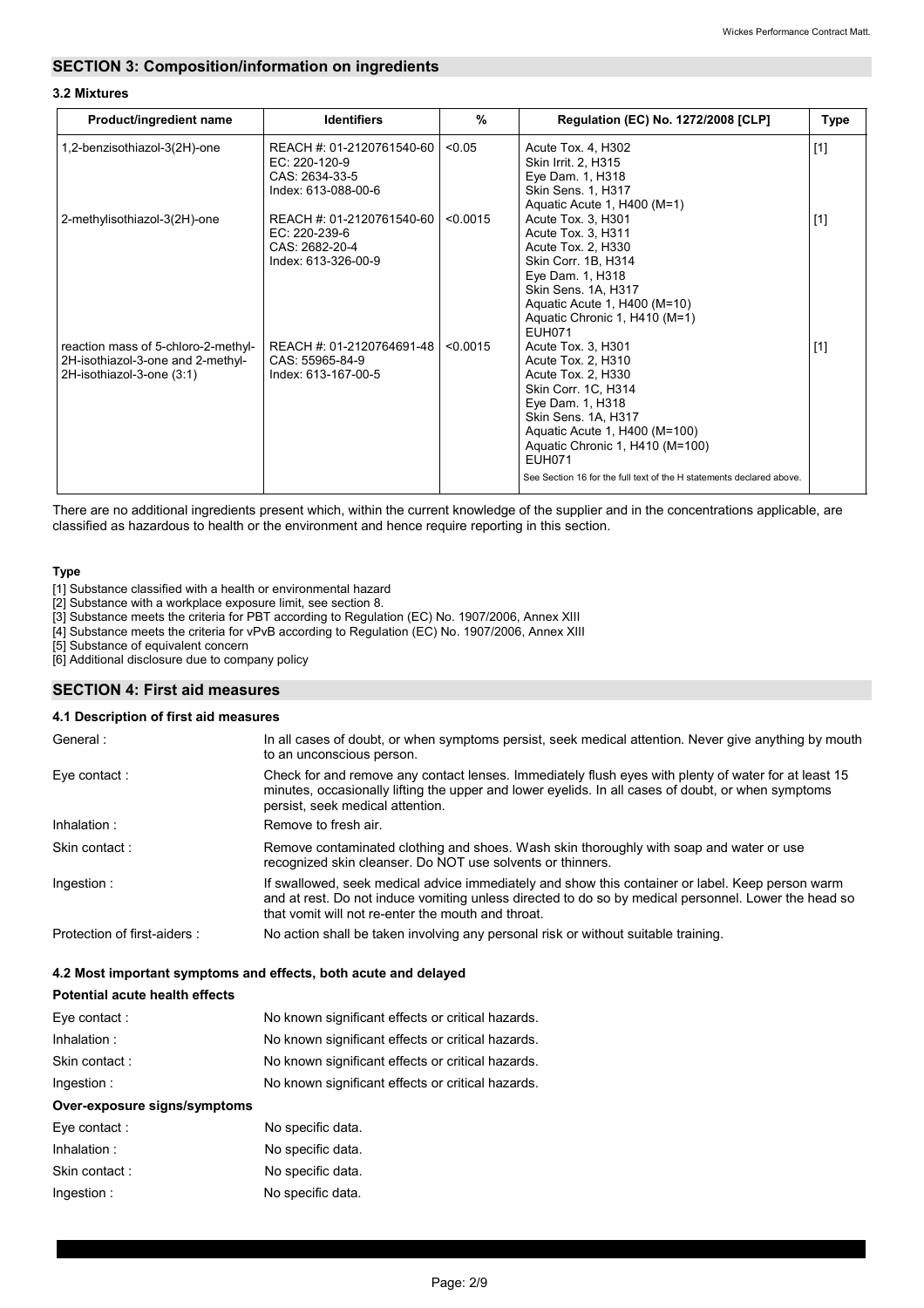## SECTION 3: Composition/information on ingredients

### 3.2 Mixtures

| Product/ingredient name | Identifiers | % | Regulation (EC) No. 1272/2008 [CLP] | Type |
|---|---|---|---|---|
| 1,2-benzisothiazol-3(2H)-one | REACH #: 01-2120761540-60<br>EC: 220-120-9<br>CAS: 2634-33-5<br>Index: 613-088-00-6 | <0.05 | Acute Tox. 4, H302<br>Skin Irrit. 2, H315<br>Eye Dam. 1, H318<br>Skin Sens. 1, H317<br>Aquatic Acute 1, H400 (M=1) | [1] |
| 2-methylisothiazol-3(2H)-one | REACH #: 01-2120761540-60<br>EC: 220-239-6<br>CAS: 2682-20-4<br>Index: 613-326-00-9 | <0.0015 | Acute Tox. 3, H301<br>Acute Tox. 3, H311<br>Acute Tox. 2, H330<br>Skin Corr. 1B, H314<br>Eye Dam. 1, H318<br>Skin Sens. 1A, H317<br>Aquatic Acute 1, H400 (M=10)<br>Aquatic Chronic 1, H410 (M=1)<br>EUH071 | [1] |
| reaction mass of 5-chloro-2-methyl-2H-isothiazol-3-one and 2-methyl-2H-isothiazol-3-one (3:1) | REACH #: 01-2120764691-48<br>CAS: 55965-84-9<br>Index: 613-167-00-5 | <0.0015 | Acute Tox. 3, H301<br>Acute Tox. 2, H310<br>Acute Tox. 2, H330<br>Skin Corr. 1C, H314<br>Eye Dam. 1, H318<br>Skin Sens. 1A, H317<br>Aquatic Acute 1, H400 (M=100)<br>Aquatic Chronic 1, H410 (M=100)<br>EUH071<br><br>See Section 16 for the full text of the H statements declared above. | [1] |

There are no additional ingredients present which, within the current knowledge of the supplier and in the concentrations applicable, are classified as hazardous to health or the environment and hence require reporting in this section.

**Type**

[1] Substance classified with a health or environmental hazard
[2] Substance with a workplace exposure limit, see section 8.
[3] Substance meets the criteria for PBT according to Regulation (EC) No. 1907/2006, Annex XIII
[4] Substance meets the criteria for vPvB according to Regulation (EC) No. 1907/2006, Annex XIII
[5] Substance of equivalent concern
[6] Additional disclosure due to company policy

## SECTION 4: First aid measures

### 4.1 Description of first aid measures

| | |
|---|---|
| General : | In all cases of doubt, or when symptoms persist, seek medical attention. Never give anything by mouth to an unconscious person. |
| Eye contact : | Check for and remove any contact lenses. Immediately flush eyes with plenty of water for at least 15 minutes, occasionally lifting the upper and lower eyelids. In all cases of doubt, or when symptoms persist, seek medical attention. |
| Inhalation : | Remove to fresh air. |
| Skin contact : | Remove contaminated clothing and shoes. Wash skin thoroughly with soap and water or use recognized skin cleanser. Do NOT use solvents or thinners. |
| Ingestion : | If swallowed, seek medical advice immediately and show this container or label. Keep person warm and at rest. Do not induce vomiting unless directed to do so by medical personnel. Lower the head so that vomit will not re-enter the mouth and throat. |
| Protection of first-aiders : | No action shall be taken involving any personal risk or without suitable training. |

### 4.2 Most important symptoms and effects, both acute and delayed

**Potential acute health effects**

| | |
|---|---|
| Eye contact : | No known significant effects or critical hazards. |
| Inhalation : | No known significant effects or critical hazards. |
| Skin contact : | No known significant effects or critical hazards. |
| Ingestion : | No known significant effects or critical hazards. |

**Over-exposure signs/symptoms**

| | |
|---|---|
| Eye contact : | No specific data. |
| Inhalation : | No specific data. |
| Skin contact : | No specific data. |
| Ingestion : | No specific data. |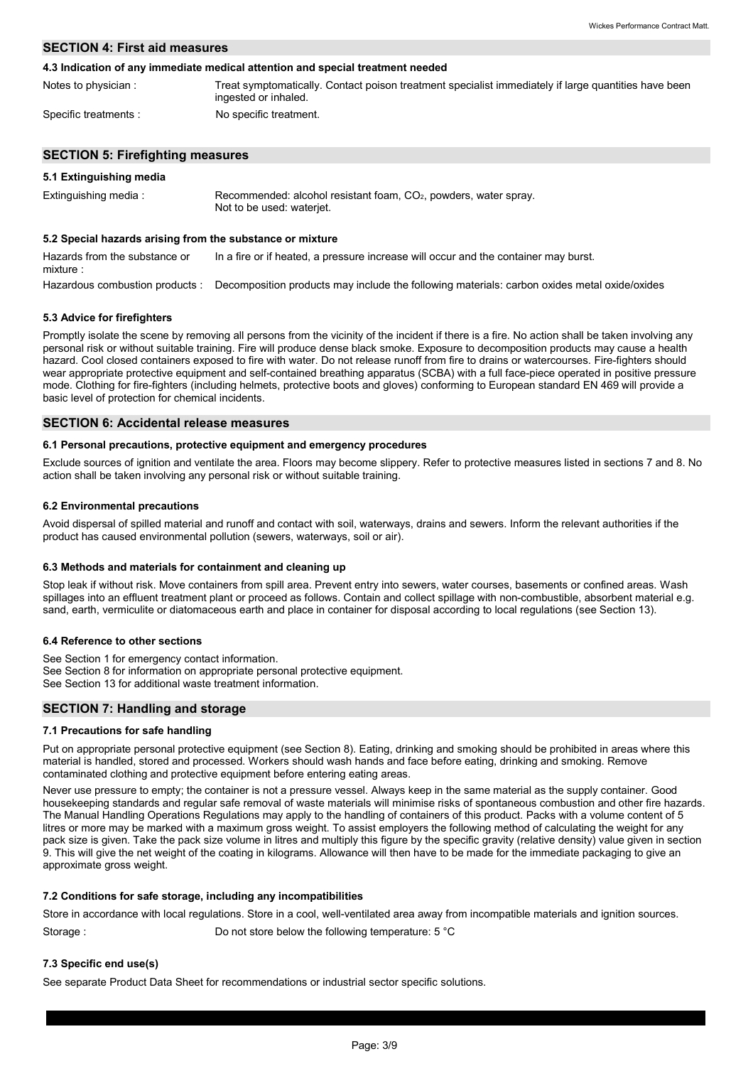## SECTION 4: First aid measures

### 4.3 Indication of any immediate medical attention and special treatment needed

Notes to physician : Treat symptomatically. Contact poison treatment specialist immediately if large quantities have been ingested or inhaled.

Specific treatments : No specific treatment.

## SECTION 5: Firefighting measures

### 5.1 Extinguishing media

Extinguishing media : Recommended: alcohol resistant foam, $CO_2$, powders, water spray.
Not to be used: waterjet.

### 5.2 Special hazards arising from the substance or mixture

Hazards from the substance or mixture : In a fire or if heated, a pressure increase will occur and the container may burst.

Hazardous combustion products : Decomposition products may include the following materials: carbon oxides metal oxide/oxides

### 5.3 Advice for firefighters

Promptly isolate the scene by removing all persons from the vicinity of the incident if there is a fire. No action shall be taken involving any personal risk or without suitable training. Fire will produce dense black smoke. Exposure to decomposition products may cause a health hazard. Cool closed containers exposed to fire with water. Do not release runoff from fire to drains or watercourses. Fire-fighters should wear appropriate protective equipment and self-contained breathing apparatus (SCBA) with a full face-piece operated in positive pressure mode. Clothing for fire-fighters (including helmets, protective boots and gloves) conforming to European standard EN 469 will provide a basic level of protection for chemical incidents.

## SECTION 6: Accidental release measures

### 6.1 Personal precautions, protective equipment and emergency procedures

Exclude sources of ignition and ventilate the area. Floors may become slippery. Refer to protective measures listed in sections 7 and 8. No action shall be taken involving any personal risk or without suitable training.

### 6.2 Environmental precautions

Avoid dispersal of spilled material and runoff and contact with soil, waterways, drains and sewers. Inform the relevant authorities if the product has caused environmental pollution (sewers, waterways, soil or air).

### 6.3 Methods and materials for containment and cleaning up

Stop leak if without risk. Move containers from spill area. Prevent entry into sewers, water courses, basements or confined areas. Wash spillages into an effluent treatment plant or proceed as follows. Contain and collect spillage with non-combustible, absorbent material e.g. sand, earth, vermiculite or diatomaceous earth and place in container for disposal according to local regulations (see Section 13).

### 6.4 Reference to other sections

See Section 1 for emergency contact information.
See Section 8 for information on appropriate personal protective equipment.
See Section 13 for additional waste treatment information.

## SECTION 7: Handling and storage

### 7.1 Precautions for safe handling

Put on appropriate personal protective equipment (see Section 8). Eating, drinking and smoking should be prohibited in areas where this material is handled, stored and processed. Workers should wash hands and face before eating, drinking and smoking. Remove contaminated clothing and protective equipment before entering eating areas.

Never use pressure to empty; the container is not a pressure vessel. Always keep in the same material as the supply container. Good housekeeping standards and regular safe removal of waste materials will minimise risks of spontaneous combustion and other fire hazards. The Manual Handling Operations Regulations may apply to the handling of containers of this product. Packs with a volume content of 5 litres or more may be marked with a maximum gross weight. To assist employers the following method of calculating the weight for any pack size is given. Take the pack size volume in litres and multiply this figure by the specific gravity (relative density) value given in section 9. This will give the net weight of the coating in kilograms. Allowance will then have to be made for the immediate packaging to give an approximate gross weight.

### 7.2 Conditions for safe storage, including any incompatibilities

Store in accordance with local regulations. Store in a cool, well-ventilated area away from incompatible materials and ignition sources.

Storage : Do not store below the following temperature: 5 °C

### 7.3 Specific end use(s)

See separate Product Data Sheet for recommendations or industrial sector specific solutions.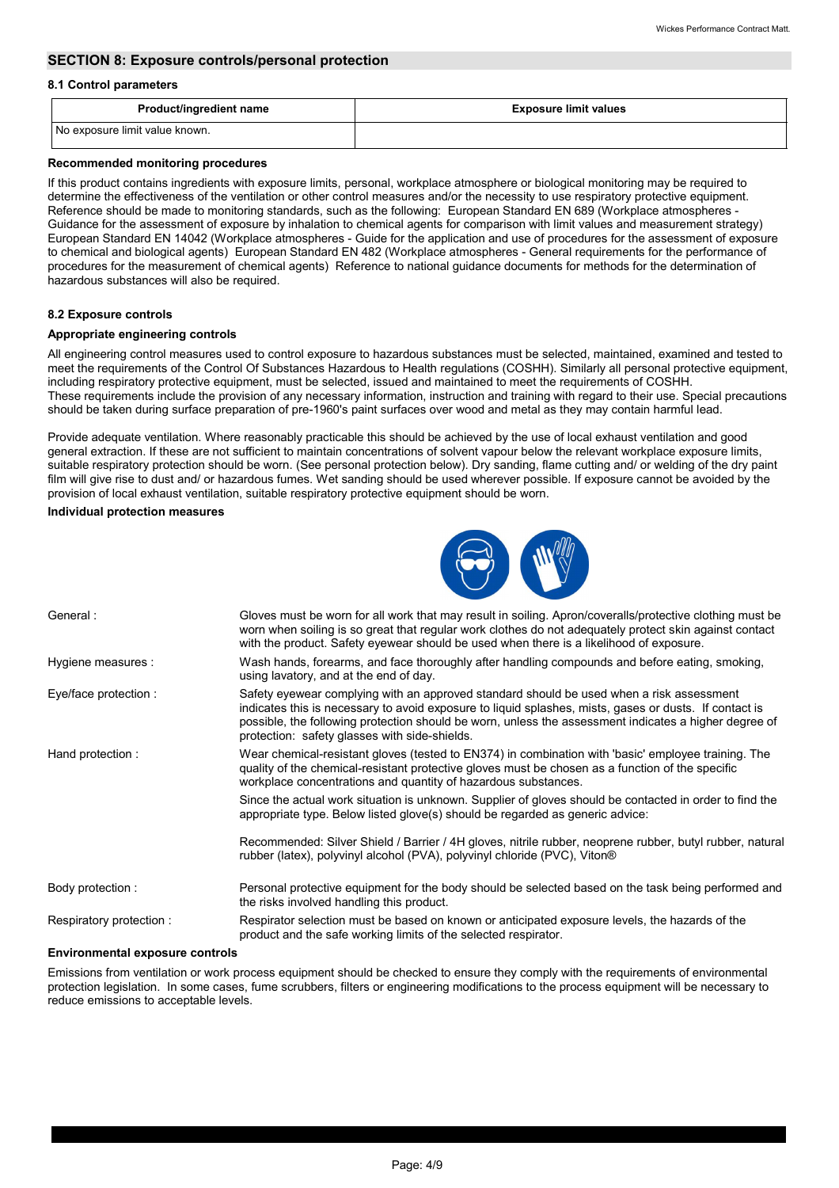## SECTION 8: Exposure controls/personal protection

### 8.1 Control parameters

| Product/ingredient name | Exposure limit values |
|---|---|
| No exposure limit value known. | |

**Recommended monitoring procedures**

If this product contains ingredients with exposure limits, personal, workplace atmosphere or biological monitoring may be required to determine the effectiveness of the ventilation or other control measures and/or the necessity to use respiratory protective equipment. Reference should be made to monitoring standards, such as the following: European Standard EN 689 (Workplace atmospheres - Guidance for the assessment of exposure by inhalation to chemical agents for comparison with limit values and measurement strategy) European Standard EN 14042 (Workplace atmospheres - Guide for the application and use of procedures for the assessment of exposure to chemical and biological agents) European Standard EN 482 (Workplace atmospheres - General requirements for the performance of procedures for the measurement of chemical agents) Reference to national guidance documents for methods for the determination of hazardous substances will also be required.

### 8.2 Exposure controls

**Appropriate engineering controls**

All engineering control measures used to control exposure to hazardous substances must be selected, maintained, examined and tested to meet the requirements of the Control Of Substances Hazardous to Health regulations (COSHH). Similarly all personal protective equipment, including respiratory protective equipment, must be selected, issued and maintained to meet the requirements of COSHH. These requirements include the provision of any necessary information, instruction and training with regard to their use. Special precautions should be taken during surface preparation of pre-1960's paint surfaces over wood and metal as they may contain harmful lead.

Provide adequate ventilation. Where reasonably practicable this should be achieved by the use of local exhaust ventilation and good general extraction. If these are not sufficient to maintain concentrations of solvent vapour below the relevant workplace exposure limits, suitable respiratory protection should be worn. (See personal protection below). Dry sanding, flame cutting and/ or welding of the dry paint film will give rise to dust and/ or hazardous fumes. Wet sanding should be used wherever possible. If exposure cannot be avoided by the provision of local exhaust ventilation, suitable respiratory protective equipment should be worn.

**Individual protection measures**

General : Gloves must be worn for all work that may result in soiling. Apron/coveralls/protective clothing must be worn when soiling is so great that regular work clothes do not adequately protect skin against contact with the product. Safety eyewear should be used when there is a likelihood of exposure.

Hygiene measures : Wash hands, forearms, and face thoroughly after handling compounds and before eating, smoking, using lavatory, and at the end of day.

Eye/face protection : Safety eyewear complying with an approved standard should be used when a risk assessment indicates this is necessary to avoid exposure to liquid splashes, mists, gases or dusts. If contact is possible, the following protection should be worn, unless the assessment indicates a higher degree of protection: safety glasses with side-shields.

Hand protection : Wear chemical-resistant gloves (tested to EN374) in combination with 'basic' employee training. The quality of the chemical-resistant protective gloves must be chosen as a function of the specific workplace concentrations and quantity of hazardous substances.

Since the actual work situation is unknown. Supplier of gloves should be contacted in order to find the appropriate type. Below listed glove(s) should be regarded as generic advice:

Recommended: Silver Shield / Barrier / 4H gloves, nitrile rubber, neoprene rubber, butyl rubber, natural rubber (latex), polyvinyl alcohol (PVA), polyvinyl chloride (PVC), Viton®

Body protection : Personal protective equipment for the body should be selected based on the task being performed and the risks involved handling this product.

Respiratory protection : Respirator selection must be based on known or anticipated exposure levels, the hazards of the product and the safe working limits of the selected respirator.

**Environmental exposure controls**

Emissions from ventilation or work process equipment should be checked to ensure they comply with the requirements of environmental protection legislation. In some cases, fume scrubbers, filters or engineering modifications to the process equipment will be necessary to reduce emissions to acceptable levels.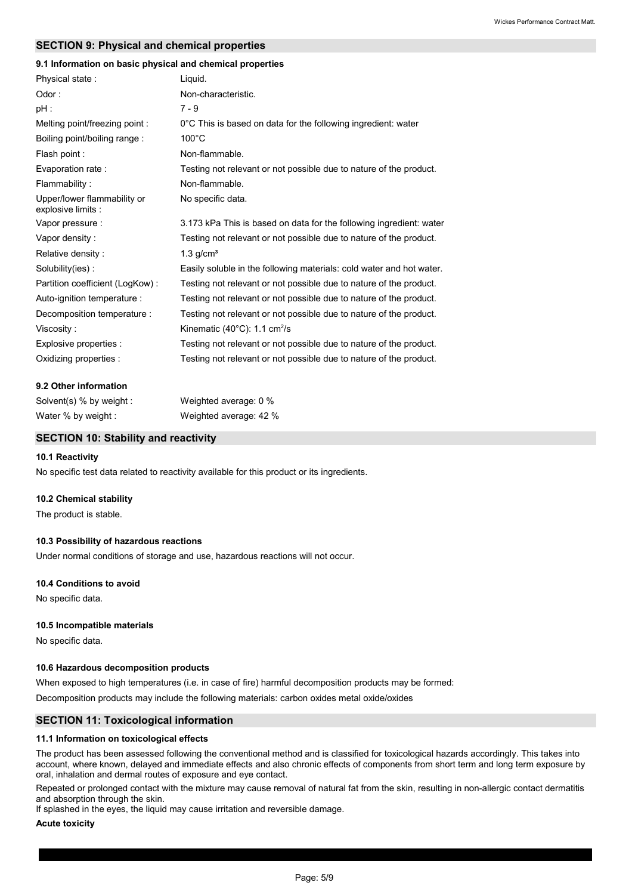## SECTION 9: Physical and chemical properties

### 9.1 Information on basic physical and chemical properties

| | |
|---|---|
| Physical state : | Liquid. |
| Odor : | Non-characteristic. |
| pH : | 7 - 9 |
| Melting point/freezing point : | 0°C This is based on data for the following ingredient: water |
| Boiling point/boiling range : | 100°C |
| Flash point : | Non-flammable. |
| Evaporation rate : | Testing not relevant or not possible due to nature of the product. |
| Flammability : | Non-flammable. |
| Upper/lower flammability or explosive limits : | No specific data. |
| Vapor pressure : | 3.173 kPa This is based on data for the following ingredient: water |
| Vapor density : | Testing not relevant or not possible due to nature of the product. |
| Relative density : | 1.3 g/cm³ |
| Solubility(ies) : | Easily soluble in the following materials: cold water and hot water. |
| Partition coefficient (LogKow) : | Testing not relevant or not possible due to nature of the product. |
| Auto-ignition temperature : | Testing not relevant or not possible due to nature of the product. |
| Decomposition temperature : | Testing not relevant or not possible due to nature of the product. |
| Viscosity : | Kinematic (40°C): 1.1 cm²/s |
| Explosive properties : | Testing not relevant or not possible due to nature of the product. |
| Oxidizing properties : | Testing not relevant or not possible due to nature of the product. |

### 9.2 Other information

| | |
|---|---|
| Solvent(s) % by weight : | Weighted average: 0 % |
| Water % by weight : | Weighted average: 42 % |

## SECTION 10: Stability and reactivity

### 10.1 Reactivity

No specific test data related to reactivity available for this product or its ingredients.

### 10.2 Chemical stability

The product is stable.

### 10.3 Possibility of hazardous reactions

Under normal conditions of storage and use, hazardous reactions will not occur.

### 10.4 Conditions to avoid

No specific data.

### 10.5 Incompatible materials

No specific data.

### 10.6 Hazardous decomposition products

When exposed to high temperatures (i.e. in case of fire) harmful decomposition products may be formed:

Decomposition products may include the following materials: carbon oxides metal oxide/oxides

## SECTION 11: Toxicological information

### 11.1 Information on toxicological effects

The product has been assessed following the conventional method and is classified for toxicological hazards accordingly. This takes into account, where known, delayed and immediate effects and also chronic effects of components from short term and long term exposure by oral, inhalation and dermal routes of exposure and eye contact.

Repeated or prolonged contact with the mixture may cause removal of natural fat from the skin, resulting in non-allergic contact dermatitis and absorption through the skin.
If splashed in the eyes, the liquid may cause irritation and reversible damage.

**Acute toxicity**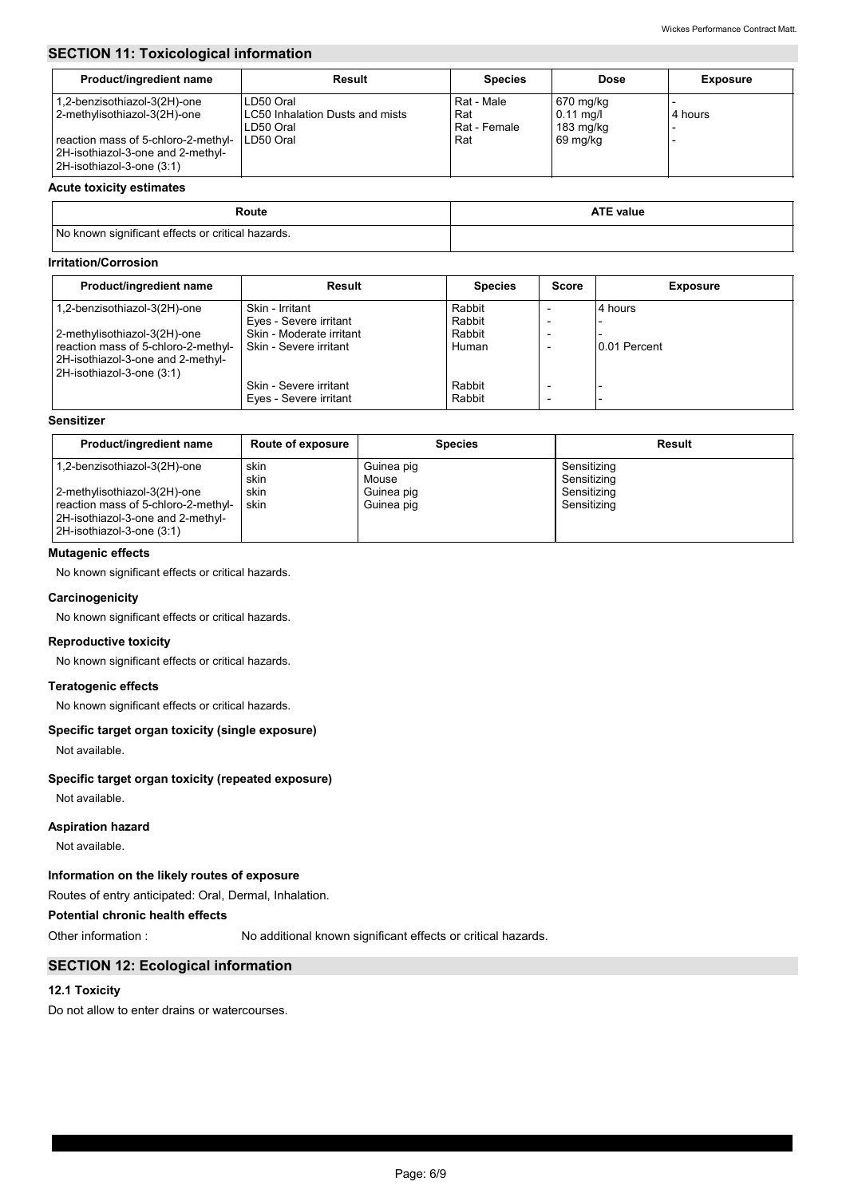## SECTION 11: Toxicological information

| Product/ingredient name | Result | Species | Dose | Exposure |
|---|---|---|---|---|
| 1,2-benzisothiazol-3(2H)-one | LD50 Oral | Rat - Male | 670 mg/kg | - |
| 2-methylisothiazol-3(2H)-one | LC50 Inhalation Dusts and mists | Rat | 0.11 mg/l | 4 hours |
| | LD50 Oral | Rat - Female | 183 mg/kg | - |
| reaction mass of 5-chloro-2-methyl-2H-isothiazol-3-one and 2-methyl-2H-isothiazol-3-one (3:1) | LD50 Oral | Rat | 69 mg/kg | - |

**Acute toxicity estimates**

| Route | ATE value |
|---|---|
| No known significant effects or critical hazards. | |

**Irritation/Corrosion**

| Product/ingredient name | Result | Species | Score | Exposure |
|---|---|---|---|---|
| 1,2-benzisothiazol-3(2H)-one | Skin - Irritant | Rabbit | - | 4 hours |
| | Eyes - Severe irritant | Rabbit | - | - |
| 2-methylisothiazol-3(2H)-one | Skin - Moderate irritant | Rabbit | - | - |
| reaction mass of 5-chloro-2-methyl-2H-isothiazol-3-one and 2-methyl-2H-isothiazol-3-one (3:1) | Skin - Severe irritant | Human | - | 0.01 Percent |
| | Skin - Severe irritant | Rabbit | - | - |
| | Eyes - Severe irritant | Rabbit | - | - |

**Sensitizer**

| Product/ingredient name | Route of exposure | Species | Result |
|---|---|---|---|
| 1,2-benzisothiazol-3(2H)-one | skin | Guinea pig | Sensitizing |
| | skin | Mouse | Sensitizing |
| 2-methylisothiazol-3(2H)-one | skin | Guinea pig | Sensitizing |
| reaction mass of 5-chloro-2-methyl-2H-isothiazol-3-one and 2-methyl-2H-isothiazol-3-one (3:1) | skin | Guinea pig | Sensitizing |

**Mutagenic effects**

No known significant effects or critical hazards.

**Carcinogenicity**

No known significant effects or critical hazards.

**Reproductive toxicity**

No known significant effects or critical hazards.

**Teratogenic effects**

No known significant effects or critical hazards.

**Specific target organ toxicity (single exposure)**

Not available.

**Specific target organ toxicity (repeated exposure)**

Not available.

**Aspiration hazard**

Not available.

**Information on the likely routes of exposure**

Routes of entry anticipated: Oral, Dermal, Inhalation.

**Potential chronic health effects**

Other information : No additional known significant effects or critical hazards.

## SECTION 12: Ecological information

**12.1 Toxicity**

Do not allow to enter drains or watercourses.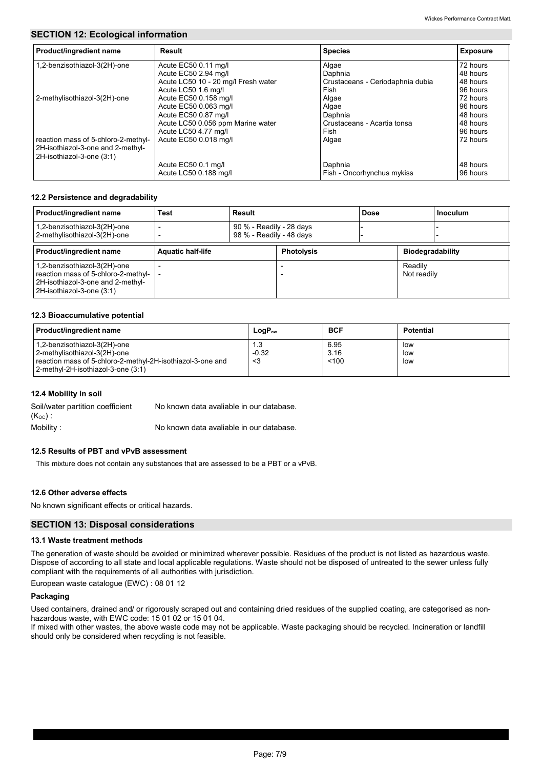## SECTION 12: Ecological information

| Product/ingredient name | Result | Species | Exposure |
|---|---|---|---|
| 1,2-benzisothiazol-3(2H)-one | Acute EC50 0.11 mg/l | Algae | 72 hours |
| | Acute EC50 2.94 mg/l | Daphnia | 48 hours |
| | Acute LC50 10 - 20 mg/l Fresh water | Crustaceans - Ceriodaphnia dubia | 48 hours |
| | Acute LC50 1.6 mg/l | Fish | 96 hours |
| 2-methylisothiazol-3(2H)-one | Acute EC50 0.158 mg/l | Algae | 72 hours |
| | Acute EC50 0.063 mg/l | Algae | 96 hours |
| | Acute EC50 0.87 mg/l | Daphnia | 48 hours |
| | Acute LC50 0.056 ppm Marine water | Crustaceans - Acartia tonsa | 48 hours |
| | Acute LC50 4.77 mg/l | Fish | 96 hours |
| reaction mass of 5-chloro-2-methyl-2H-isothiazol-3-one and 2-methyl-2H-isothiazol-3-one (3:1) | Acute EC50 0.018 mg/l | Algae | 72 hours |
| | Acute EC50 0.1 mg/l | Daphnia | 48 hours |
| | Acute LC50 0.188 mg/l | Fish - Oncorhynchus mykiss | 96 hours |

### 12.2 Persistence and degradability

| Product/ingredient name | Test | Result | Dose | Inoculum |
|---|---|---|---|---|
| 1,2-benzisothiazol-3(2H)-one | - | 90 % - Readily - 28 days | - | - |
| 2-methylisothiazol-3(2H)-one | - | 98 % - Readily - 48 days | - | - |

| Product/ingredient name | Aquatic half-life | Photolysis | Biodegradability |
|---|---|---|---|
| 1,2-benzisothiazol-3(2H)-one | - | - | Readily |
| reaction mass of 5-chloro-2-methyl-2H-isothiazol-3-one and 2-methyl-2H-isothiazol-3-one (3:1) | - | - | Not readily |

### 12.3 Bioaccumulative potential

| Product/ingredient name | $LogP_{ow}$ | BCF | Potential |
|---|---|---|---|
| 1,2-benzisothiazol-3(2H)-one | 1.3 | 6.95 | low |
| 2-methylisothiazol-3(2H)-one | -0.32 | 3.16 | low |
| reaction mass of 5-chloro-2-methyl-2H-isothiazol-3-one and 2-methyl-2H-isothiazol-3-one (3:1) | <3 | <100 | low |

### 12.4 Mobility in soil

Soil/water partition coefficient ($K_{OC}$) : No known data avaliable in our database.

Mobility : No known data avaliable in our database.

### 12.5 Results of PBT and vPvB assessment

This mixture does not contain any substances that are assessed to be a PBT or a vPvB.

### 12.6 Other adverse effects

No known significant effects or critical hazards.

## SECTION 13: Disposal considerations

### 13.1 Waste treatment methods

The generation of waste should be avoided or minimized wherever possible. Residues of the product is not listed as hazardous waste. Dispose of according to all state and local applicable regulations. Waste should not be disposed of untreated to the sewer unless fully compliant with the requirements of all authorities with jurisdiction.

European waste catalogue (EWC) : 08 01 12

#### Packaging

Used containers, drained and/ or rigorously scraped out and containing dried residues of the supplied coating, are categorised as non-hazardous waste, with EWC code: 15 01 02 or 15 01 04.

If mixed with other wastes, the above waste code may not be applicable. Waste packaging should be recycled. Incineration or landfill should only be considered when recycling is not feasible.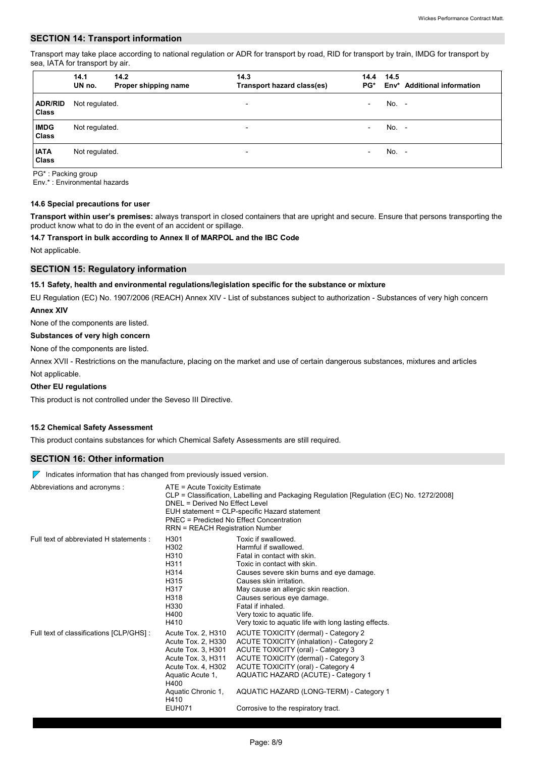## SECTION 14: Transport information

Transport may take place according to national regulation or ADR for transport by road, RID for transport by train, IMDG for transport by sea, IATA for transport by air.

| | 14.1 UN no. | 14.2 Proper shipping name | 14.3 Transport hazard class(es) | 14.4 PG* | 14.5 Env* | Additional information |
|---|---|---|---|---|---|---|
| ADR/RID Class | Not regulated. | | - | - | No. | - |
| IMDG Class | Not regulated. | | - | - | No. | - |
| IATA Class | Not regulated. | | - | - | No. | - |

PG* : Packing group
Env.* : Environmental hazards

#### 14.6 Special precautions for user

**Transport within user's premises:** always transport in closed containers that are upright and secure. Ensure that persons transporting the product know what to do in the event of an accident or spillage.

#### 14.7 Transport in bulk according to Annex II of MARPOL and the IBC Code

Not applicable.

## SECTION 15: Regulatory information

#### 15.1 Safety, health and environmental regulations/legislation specific for the substance or mixture

EU Regulation (EC) No. 1907/2006 (REACH) Annex XIV - List of substances subject to authorization - Substances of very high concern

**Annex XIV**

None of the components are listed.

**Substances of very high concern**

None of the components are listed.

Annex XVII - Restrictions on the manufacture, placing on the market and use of certain dangerous substances, mixtures and articles

Not applicable.

**Other EU regulations**

This product is not controlled under the Seveso III Directive.

#### 15.2 Chemical Safety Assessment

This product contains substances for which Chemical Safety Assessments are still required.

## SECTION 16: Other information

Indicates information that has changed from previously issued version.

Abbreviations and acronyms :
ATE = Acute Toxicity Estimate
CLP = Classification, Labelling and Packaging Regulation [Regulation (EC) No. 1272/2008]
DNEL = Derived No Effect Level
EUH statement = CLP-specific Hazard statement
PNEC = Predicted No Effect Concentration
RRN = REACH Registration Number

Full text of abbreviated H statements :

| | |
|---|---|
| H301 | Toxic if swallowed. |
| H302 | Harmful if swallowed. |
| H310 | Fatal in contact with skin. |
| H311 | Toxic in contact with skin. |
| H314 | Causes severe skin burns and eye damage. |
| H315 | Causes skin irritation. |
| H317 | May cause an allergic skin reaction. |
| H318 | Causes serious eye damage. |
| H330 | Fatal if inhaled. |
| H400 | Very toxic to aquatic life. |
| H410 | Very toxic to aquatic life with long lasting effects. |

Full text of classifications [CLP/GHS] :

| | |
|---|---|
| Acute Tox. 2, H310 | ACUTE TOXICITY (dermal) - Category 2 |
| Acute Tox. 2, H330 | ACUTE TOXICITY (inhalation) - Category 2 |
| Acute Tox. 3, H301 | ACUTE TOXICITY (oral) - Category 3 |
| Acute Tox. 3, H311 | ACUTE TOXICITY (dermal) - Category 3 |
| Acute Tox. 4, H302 | ACUTE TOXICITY (oral) - Category 4 |
| Aquatic Acute 1, H400 | AQUATIC HAZARD (ACUTE) - Category 1 |
| Aquatic Chronic 1, H410 | AQUATIC HAZARD (LONG-TERM) - Category 1 |
| EUH071 | Corrosive to the respiratory tract. |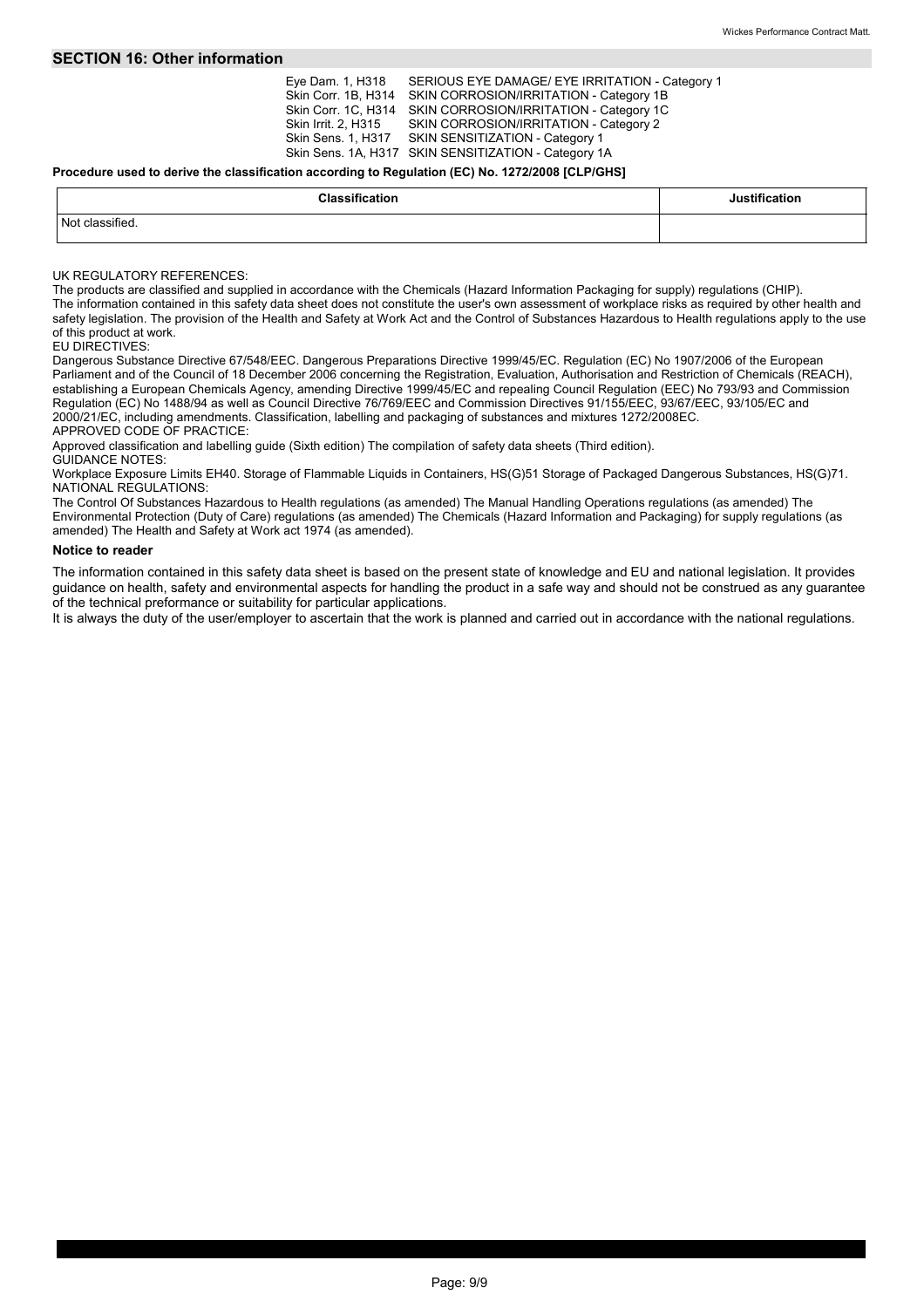## SECTION 16: Other information

| | |
|---|---|
| Eye Dam. 1, H318 | SERIOUS EYE DAMAGE/ EYE IRRITATION - Category 1 |
| Skin Corr. 1B, H314 | SKIN CORROSION/IRRITATION - Category 1B |
| Skin Corr. 1C, H314 | SKIN CORROSION/IRRITATION - Category 1C |
| Skin Irrit. 2, H315 | SKIN CORROSION/IRRITATION - Category 2 |
| Skin Sens. 1, H317 | SKIN SENSITIZATION - Category 1 |
| Skin Sens. 1A, H317 | SKIN SENSITIZATION - Category 1A |

**Procedure used to derive the classification according to Regulation (EC) No. 1272/2008 [CLP/GHS]**

| Classification | Justification |
|---|---|
| Not classified. | |

UK REGULATORY REFERENCES:
The products are classified and supplied in accordance with the Chemicals (Hazard Information Packaging for supply) regulations (CHIP).
The information contained in this safety data sheet does not constitute the user's own assessment of workplace risks as required by other health and safety legislation. The provision of the Health and Safety at Work Act and the Control of Substances Hazardous to Health regulations apply to the use of this product at work.
EU DIRECTIVES:
Dangerous Substance Directive 67/548/EEC. Dangerous Preparations Directive 1999/45/EC. Regulation (EC) No 1907/2006 of the European Parliament and of the Council of 18 December 2006 concerning the Registration, Evaluation, Authorisation and Restriction of Chemicals (REACH), establishing a European Chemicals Agency, amending Directive 1999/45/EC and repealing Council Regulation (EEC) No 793/93 and Commission Regulation (EC) No 1488/94 as well as Council Directive 76/769/EEC and Commission Directives 91/155/EEC, 93/67/EEC, 93/105/EC and 2000/21/EC, including amendments. Classification, labelling and packaging of substances and mixtures 1272/2008EC.
APPROVED CODE OF PRACTICE:
Approved classification and labelling guide (Sixth edition) The compilation of safety data sheets (Third edition).
GUIDANCE NOTES:
Workplace Exposure Limits EH40. Storage of Flammable Liquids in Containers, HS(G)51 Storage of Packaged Dangerous Substances, HS(G)71.
NATIONAL REGULATIONS:
The Control Of Substances Hazardous to Health regulations (as amended) The Manual Handling Operations regulations (as amended) The Environmental Protection (Duty of Care) regulations (as amended) The Chemicals (Hazard Information and Packaging) for supply regulations (as amended) The Health and Safety at Work act 1974 (as amended).

**Notice to reader**

The information contained in this safety data sheet is based on the present state of knowledge and EU and national legislation. It provides guidance on health, safety and environmental aspects for handling the product in a safe way and should not be construed as any guarantee of the technical preformance or suitability for particular applications.
It is always the duty of the user/employer to ascertain that the work is planned and carried out in accordance with the national regulations.